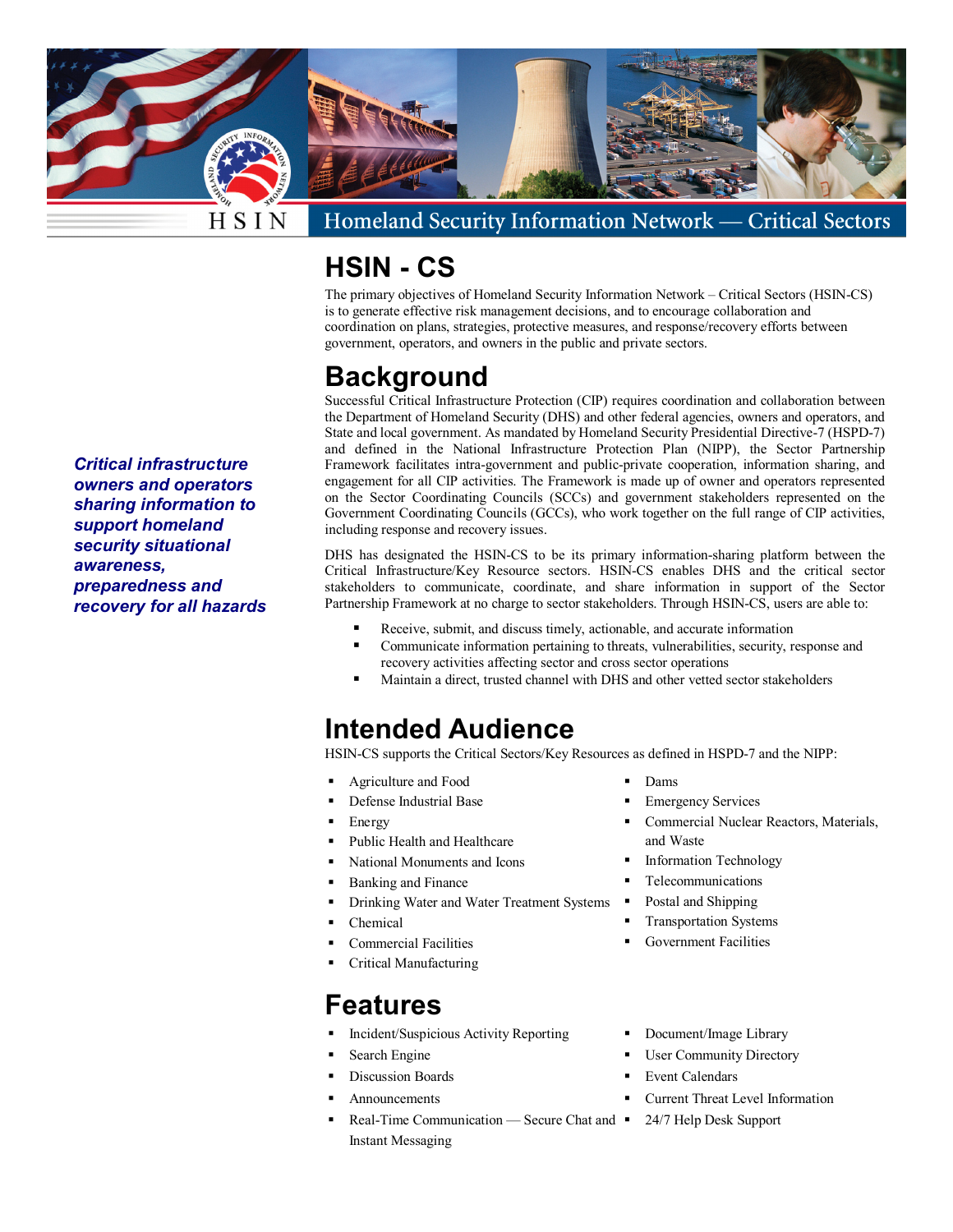HSIN

Homeland Security Information Network — Critical Sectors

# HSIN - CS

The primary objectives of Homeland Security Information Network – Critical Sectors (HSIN-CS) is to generate effective risk management decisions, and to encourage collaboration and coordination on plans, strategies, protective measures, and response/recovery efforts between government, operators, and owners in the public and private sectors.

*Critical infrastructure owners and operators sharing information to support homeland security situational awareness, preparedness and recovery for all hazards*

## Background

Successful Critical Infrastructure Protection (CIP) requires coordination and collaboration between the Department of Homeland Security (DHS) and other federal agencies, owners and operators, and State and local government. As mandated by Homeland Security Presidential Directive-7 (HSPD-7) and defined in the National Infrastructure Protection Plan (NIPP), the Sector Partnership Framework facilitates intra-government and public-private cooperation, information sharing, and engagement for all CIP activities. The Framework is made up of owner and operators represented on the Sector Coordinating Councils (SCCs) and government stakeholders represented on the Government Coordinating Councils (GCCs), who work together on the full range of CIP activities, including response and recovery issues.

DHS has designated the HSIN-CS to be its primary information-sharing platform between the Critical Infrastructure/Key Resource sectors. HSIN-CS enables DHS and the critical sector stakeholders to communicate, coordinate, and share information in support of the Sector Partnership Framework at no charge to sector stakeholders. Through HSIN-CS, users are able to:

- Receive, submit, and discuss timely, actionable, and accurate information
- Communicate information pertaining to threats, vulnerabilities, security, response and recovery activities affecting sector and cross sector operations
- Maintain a direct, trusted channel with DHS and other vetted sector stakeholders

## Intended Audience

HSIN-CS supports the Critical Sectors/Key Resources as defined in HSPD-7 and the NIPP:

- Agriculture and Food
- Defense Industrial Base
- Energy
- Public Health and Healthcare
- National Monuments and Icons
- Banking and Finance
- Drinking Water and Water Treatment Systems
- Chemical
- Commercial Facilities
- Critical Manufacturing
- Dams
- Emergency Services
- Commercial Nuclear Reactors, Materials, and Waste
- Information Technology
- Telecommunications
- Postal and Shipping
- Transportation Systems
- Government Facilities

## Features

- Incident/Suspicious Activity Reporting
- Search Engine
- Discussion Boards
- Announcements
- Real-Time Communication — Secure Chat and Instant Messaging
- Document/Image Library
- User Community Directory
- Event Calendars
- Current Threat Level Information
- 24/7 Help Desk Support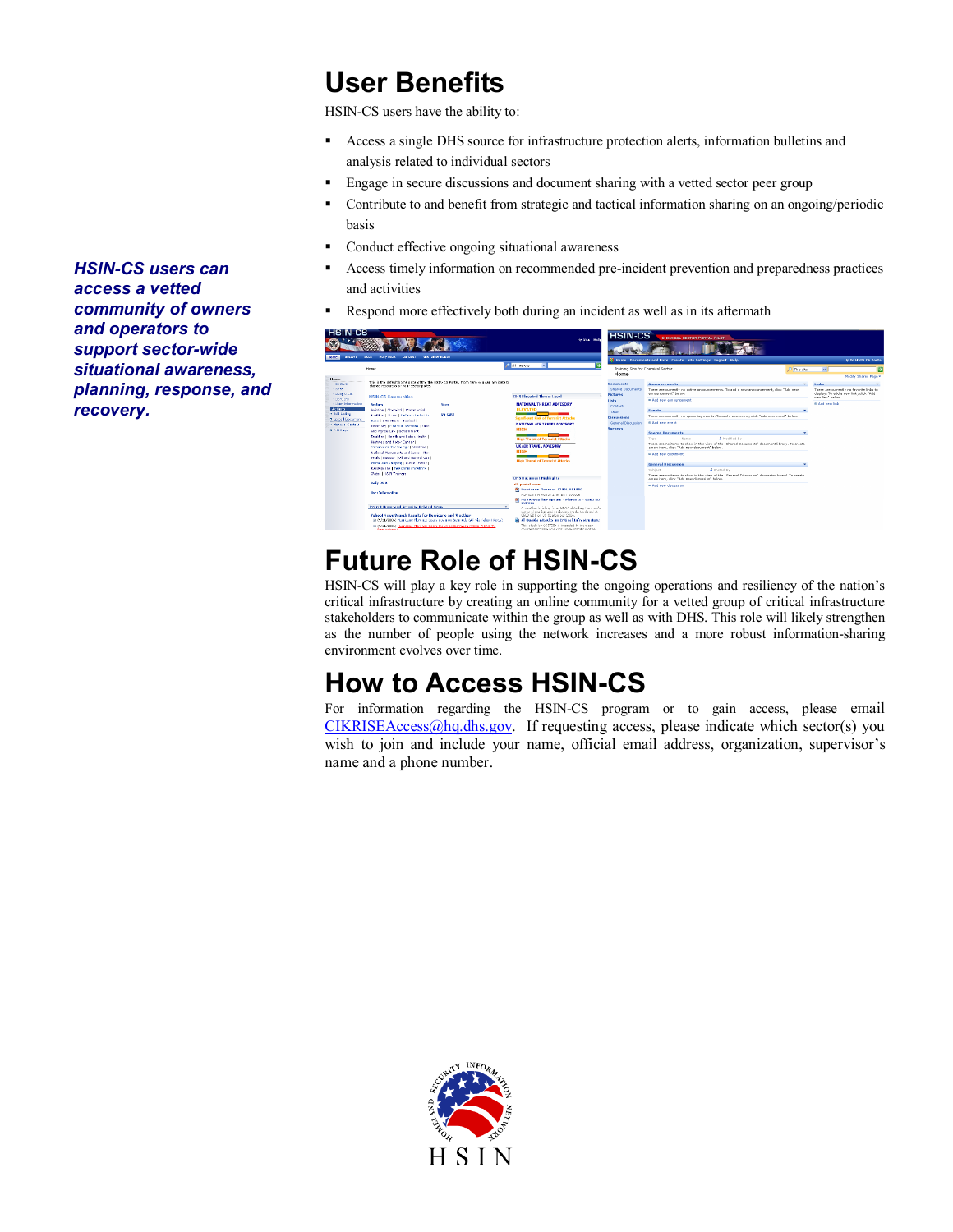## User Benefits

HSIN-CS users have the ability to:

- Access a single DHS source for infrastructure protection alerts, information bulletins and analysis related to individual sectors
- Engage in secure discussions and document sharing with a vetted sector peer group
- Contribute to and benefit from strategic and tactical information sharing on an ongoing/periodic basis
- Conduct effective ongoing situational awareness
- Access timely information on recommended pre-incident prevention and preparedness practices and activities
- Respond more effectively both during an incident as well as in its aftermath

***HSIN-CS users can access a vetted community of owners and operators to support sector-wide situational awareness, planning, response, and recovery.***

## Future Role of HSIN-CS

HSIN-CS will play a key role in supporting the ongoing operations and resiliency of the nation's critical infrastructure by creating an online community for a vetted group of critical infrastructure stakeholders to communicate within the group as well as with DHS. This role will likely strengthen as the number of people using the network increases and a more robust information-sharing environment evolves over time.

## How to Access HSIN-CS

For information regarding the HSIN-CS program or to gain access, please email CIKRISEAccess@hq.dhs.gov. If requesting access, please indicate which sector(s) you wish to join and include your name, official email address, organization, supervisor's name and a phone number.